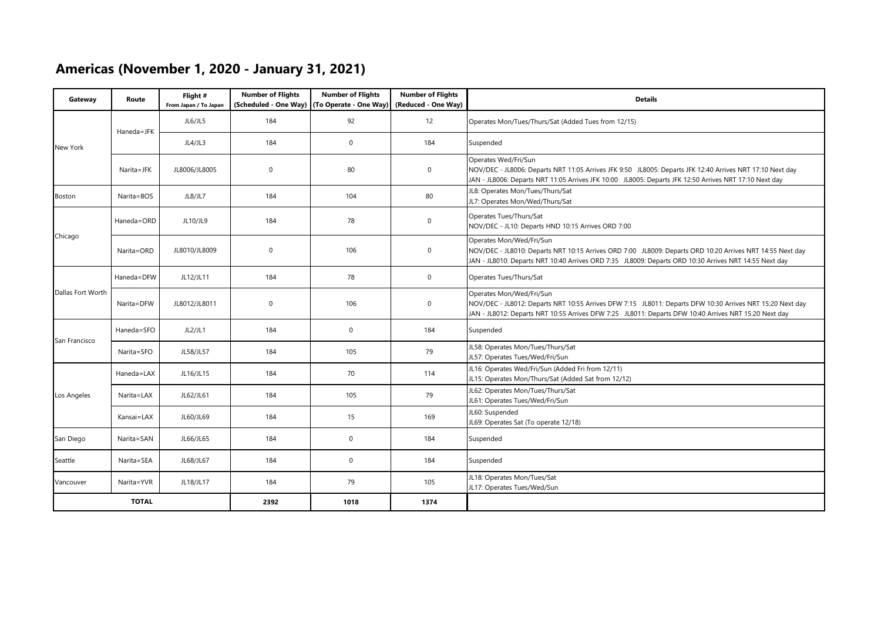## Americas (November 1, 2020 - January 31, 2021)

| Gateway | Route | Flight # From Japan / To Japan | Number of Flights (Scheduled - One Way) | Number of Flights (To Operate - One Way) | Number of Flights (Reduced - One Way) | Details |
|---|---|---|---|---|---|---|
| New York | Haneda=JFK | JL6/JL5 | 184 | 92 | 12 | Operates Mon/Tues/Thurs/Sat (Added Tues from 12/15) |
| | | JL4/JL3 | 184 | 0 | 184 | Suspended |
| | Narita=JFK | JL8006/JL8005 | 0 | 80 | 0 | Operates Wed/Fri/Sun<br>NOV/DEC - JL8006: Departs NRT 11:05 Arrives JFK 9:50 JL8005: Departs JFK 12:40 Arrives NRT 17:10 Next day<br>JAN - JL8006: Departs NRT 11:05 Arrives JFK 10:00 JL8005: Departs JFK 12:50 Arrives NRT 17:10 Next day |
| Boston | Narita=BOS | JL8/JL7 | 184 | 104 | 80 | JL8: Operates Mon/Tues/Thurs/Sat<br>JL7: Operates Mon/Wed/Thurs/Sat |
| Chicago | Haneda=ORD | JL10/JL9 | 184 | 78 | 0 | Operates Tues/Thurs/Sat<br>NOV/DEC - JL10: Departs HND 10:15 Arrives ORD 7:00 |
| | Narita=ORD | JL8010/JL8009 | 0 | 106 | 0 | Operates Mon/Wed/Fri/Sun<br>NOV/DEC - JL8010: Departs NRT 10:15 Arrives ORD 7:00 JL8009: Departs ORD 10:20 Arrives NRT 14:55 Next day<br>JAN - JL8010: Departs NRT 10:40 Arrives ORD 7:35 JL8009: Departs ORD 10:30 Arrives NRT 14:55 Next day |
| Dallas Fort Worth | Haneda=DFW | JL12/JL11 | 184 | 78 | 0 | Operates Tues/Thurs/Sat |
| | Narita=DFW | JL8012/JL8011 | 0 | 106 | 0 | Operates Mon/Wed/Fri/Sun<br>NOV/DEC - JL8012: Departs NRT 10:55 Arrives DFW 7:15 JL8011: Departs DFW 10:30 Arrives NRT 15:20 Next day<br>JAN - JL8012: Departs NRT 10:55 Arrives DFW 7:25 JL8011: Departs DFW 10:40 Arrives NRT 15:20 Next day |
| San Francisco | Haneda=SFO | JL2/JL1 | 184 | 0 | 184 | Suspended |
| | Narita=SFO | JL58/JL57 | 184 | 105 | 79 | JL58: Operates Mon/Tues/Thurs/Sat<br>JL57: Operates Tues/Wed/Fri/Sun |
| Los Angeles | Haneda=LAX | JL16/JL15 | 184 | 70 | 114 | JL16: Operates Wed/Fri/Sun (Added Fri from 12/11)<br>JL15: Operates Mon/Thurs/Sat (Added Sat from 12/12) |
| | Narita=LAX | JL62/JL61 | 184 | 105 | 79 | JL62: Operates Mon/Tues/Thurs/Sat<br>JL61: Operates Tues/Wed/Fri/Sun |
| | Kansai=LAX | JL60/JL69 | 184 | 15 | 169 | JL60: Suspended<br>JL69: Operates Sat (To operate 12/18) |
| San Diego | Narita=SAN | JL66/JL65 | 184 | 0 | 184 | Suspended |
| Seattle | Narita=SEA | JL68/JL67 | 184 | 0 | 184 | Suspended |
| Vancouver | Narita=YVR | JL18/JL17 | 184 | 79 | 105 | JL18: Operates Mon/Tues/Sat<br>JL17: Operates Tues/Wed/Sun |
| **TOTAL** | | | **2392** | **1018** | **1374** | |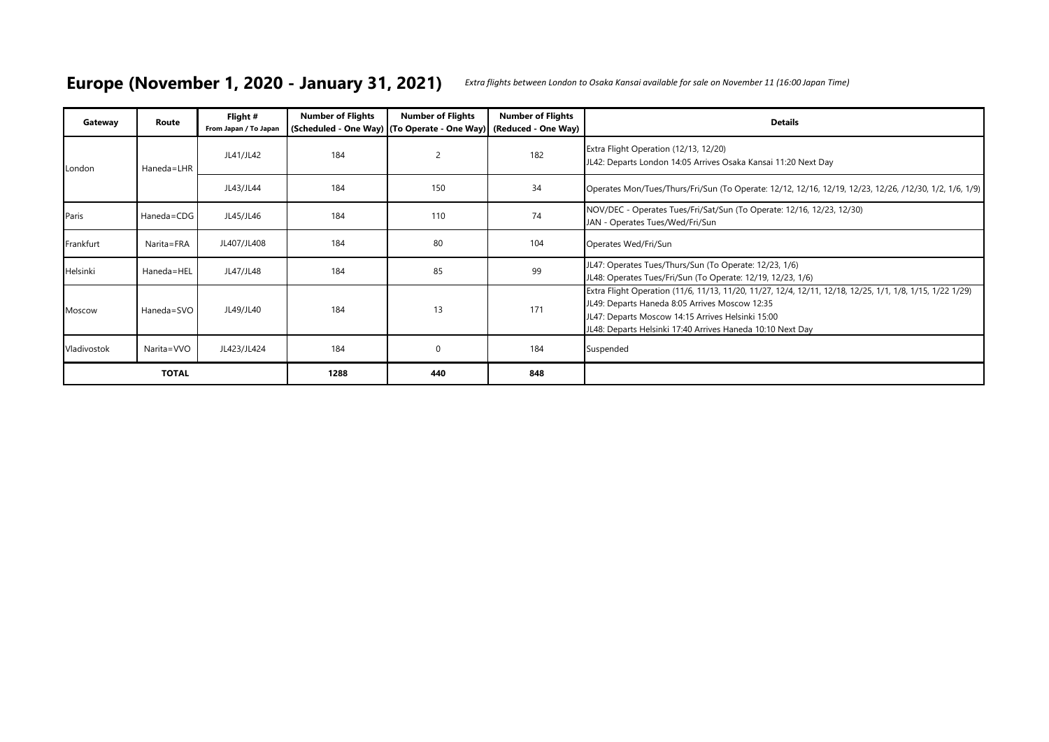# Europe (November 1, 2020 - January 31, 2021)

*Extra flights between London to Osaka Kansai available for sale on November 11 (16:00 Japan Time)*

| Gateway | Route | Flight # From Japan / To Japan | Number of Flights (Scheduled - One Way) | Number of Flights (To Operate - One Way) | Number of Flights (Reduced - One Way) | Details |
|---|---|---|---|---|---|---|
| London | Haneda=LHR | JL41/JL42 | 184 | 2 | 182 | Extra Flight Operation (12/13, 12/20)<br>JL42: Departs London 14:05 Arrives Osaka Kansai 11:20 Next Day |
| | | JL43/JL44 | 184 | 150 | 34 | Operates Mon/Tues/Thurs/Fri/Sun (To Operate: 12/12, 12/16, 12/19, 12/23, 12/26, /12/30, 1/2, 1/6, 1/9) |
| Paris | Haneda=CDG | JL45/JL46 | 184 | 110 | 74 | NOV/DEC - Operates Tues/Fri/Sat/Sun (To Operate: 12/16, 12/23, 12/30)<br>JAN - Operates Tues/Wed/Fri/Sun |
| Frankfurt | Narita=FRA | JL407/JL408 | 184 | 80 | 104 | Operates Wed/Fri/Sun |
| Helsinki | Haneda=HEL | JL47/JL48 | 184 | 85 | 99 | JL47: Operates Tues/Thurs/Sun (To Operate: 12/23, 1/6)<br>JL48: Operates Tues/Fri/Sun (To Operate: 12/19, 12/23, 1/6) |
| Moscow | Haneda=SVO | JL49/JL40 | 184 | 13 | 171 | Extra Flight Operation (11/6, 11/13, 11/20, 11/27, 12/4, 12/11, 12/18, 12/25, 1/1, 1/8, 1/15, 1/22 1/29)<br>JL49: Departs Haneda 8:05 Arrives Moscow 12:35<br>JL47: Departs Moscow 14:15 Arrives Helsinki 15:00<br>JL48: Departs Helsinki 17:40 Arrives Haneda 10:10 Next Day |
| Vladivostok | Narita=VVO | JL423/JL424 | 184 | 0 | 184 | Suspended |
| **TOTAL** | | | **1288** | **440** | **848** | |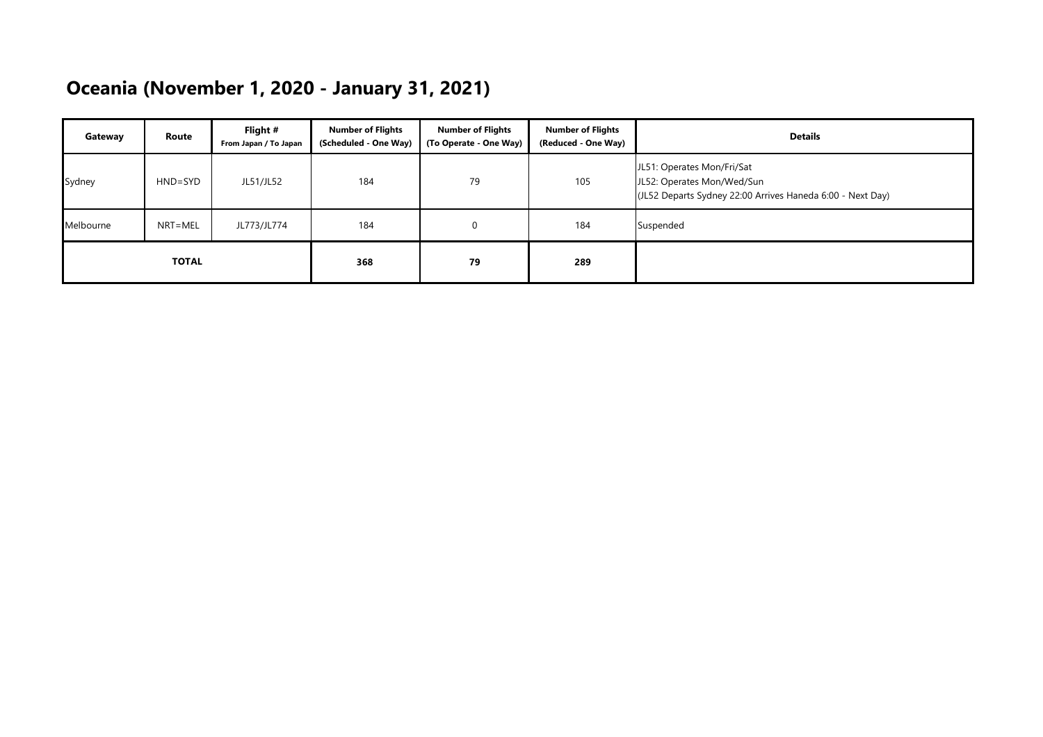# Oceania (November 1, 2020 - January 31, 2021)

| Gateway | Route | Flight #<br>From Japan / To Japan | Number of Flights<br>(Scheduled - One Way) | Number of Flights<br>(To Operate - One Way) | Number of Flights<br>(Reduced - One Way) | Details |
|---|---|---|---|---|---|---|
| Sydney | HND=SYD | JL51/JL52 | 184 | 79 | 105 | JL51: Operates Mon/Fri/Sat<br>JL52: Operates Mon/Wed/Sun<br>(JL52 Departs Sydney 22:00 Arrives Haneda 6:00 - Next Day) |
| Melbourne | NRT=MEL | JL773/JL774 | 184 | 0 | 184 | Suspended |
| **TOTAL** | | | **368** | **79** | **289** | |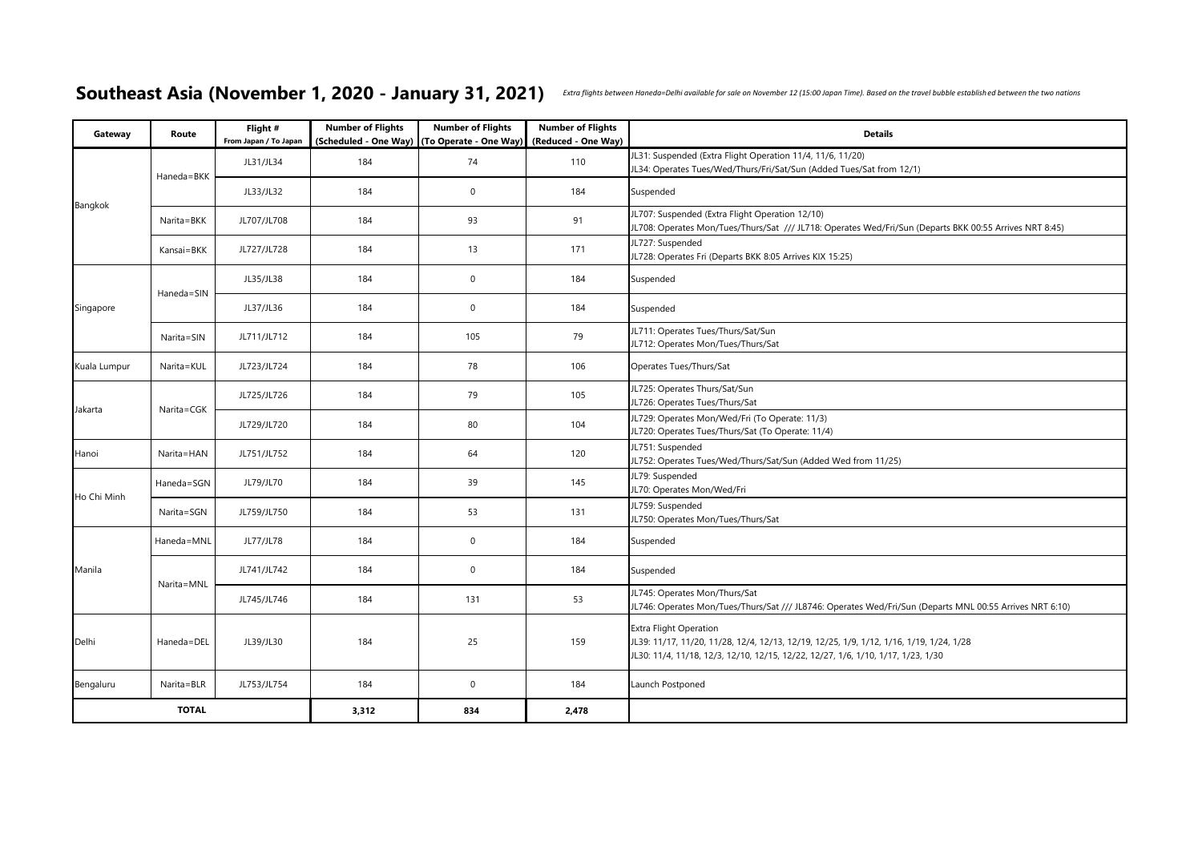## Southeast Asia (November 1, 2020 - January 31, 2021)

*Extra flights between Haneda=Delhi available for sale on November 12 (15:00 Japan Time). Based on the travel bubble established between the two nations*

| Gateway | Route | Flight # From Japan / To Japan | Number of Flights (Scheduled - One Way) | Number of Flights (To Operate - One Way) | Number of Flights (Reduced - One Way) | Details |
|---|---|---|---|---|---|---|
| Bangkok | Haneda=BKK | JL31/JL34 | 184 | 74 | 110 | JL31: Suspended (Extra Flight Operation 11/4, 11/6, 11/20)<br>JL34: Operates Tues/Wed/Thurs/Fri/Sat/Sun (Added Tues/Sat from 12/1) |
| | | JL33/JL32 | 184 | 0 | 184 | Suspended |
| | Narita=BKK | JL707/JL708 | 184 | 93 | 91 | JL707: Suspended (Extra Flight Operation 12/10)<br>JL708: Operates Mon/Tues/Thurs/Sat /// JL718: Operates Wed/Fri/Sun (Departs BKK 00:55 Arrives NRT 8:45) |
| | Kansai=BKK | JL727/JL728 | 184 | 13 | 171 | JL727: Suspended<br>JL728: Operates Fri (Departs BKK 8:05 Arrives KIX 15:25) |
| Singapore | Haneda=SIN | JL35/JL38 | 184 | 0 | 184 | Suspended |
| | | JL37/JL36 | 184 | 0 | 184 | Suspended |
| | Narita=SIN | JL711/JL712 | 184 | 105 | 79 | JL711: Operates Tues/Thurs/Sat/Sun<br>JL712: Operates Mon/Tues/Thurs/Sat |
| Kuala Lumpur | Narita=KUL | JL723/JL724 | 184 | 78 | 106 | Operates Tues/Thurs/Sat |
| Jakarta | Narita=CGK | JL725/JL726 | 184 | 79 | 105 | JL725: Operates Thurs/Sat/Sun<br>JL726: Operates Tues/Thurs/Sat |
| | | JL729/JL720 | 184 | 80 | 104 | JL729: Operates Mon/Wed/Fri (To Operate: 11/3)<br>JL720: Operates Tues/Thurs/Sat (To Operate: 11/4) |
| Hanoi | Narita=HAN | JL751/JL752 | 184 | 64 | 120 | JL751: Suspended<br>JL752: Operates Tues/Wed/Thurs/Sat/Sun (Added Wed from 11/25) |
| Ho Chi Minh | Haneda=SGN | JL79/JL70 | 184 | 39 | 145 | JL79: Suspended<br>JL70: Operates Mon/Wed/Fri |
| | Narita=SGN | JL759/JL750 | 184 | 53 | 131 | JL759: Suspended<br>JL750: Operates Mon/Tues/Thurs/Sat |
| Manila | Haneda=MNL | JL77/JL78 | 184 | 0 | 184 | Suspended |
| | Narita=MNL | JL741/JL742 | 184 | 0 | 184 | Suspended |
| | | JL745/JL746 | 184 | 131 | 53 | JL745: Operates Mon/Thurs/Sat<br>JL746: Operates Mon/Tues/Thurs/Sat /// JL8746: Operates Wed/Fri/Sun (Departs MNL 00:55 Arrives NRT 6:10) |
| Delhi | Haneda=DEL | JL39/JL30 | 184 | 25 | 159 | Extra Flight Operation<br>JL39: 11/17, 11/20, 11/28, 12/4, 12/13, 12/19, 12/25, 1/9, 1/12, 1/16, 1/19, 1/24, 1/28<br>JL30: 11/4, 11/18, 12/3, 12/10, 12/15, 12/22, 12/27, 1/6, 1/10, 1/17, 1/23, 1/30 |
| Bengaluru | Narita=BLR | JL753/JL754 | 184 | 0 | 184 | Launch Postponed |
| **TOTAL** | | | **3,312** | **834** | **2,478** | |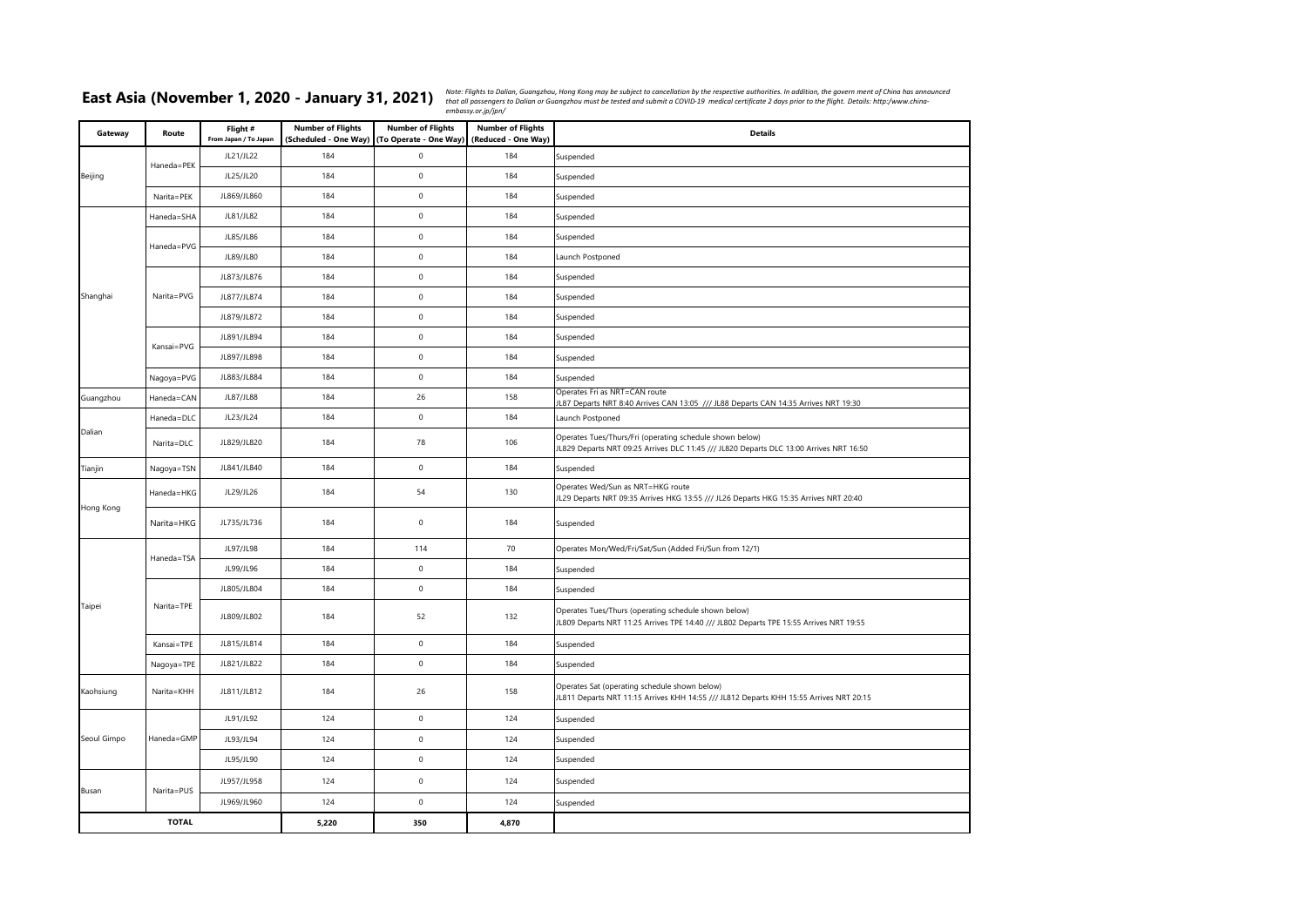# East Asia (November 1, 2020 - January 31, 2021)

*Note: Flights to Dalian, Guangzhou, Hong Kong may be subject to cancellation by the respective authorities. In addition, the govern ment of China has announced that all passengers to Dalian or Guangzhou must be tested and submit a COVID-19 medical certificate 2 days prior to the flight. Details: http:/www.china-embassy.or.jp/jpn/*

| Gateway | Route | Flight # From Japan / To Japan | Number of Flights (Scheduled - One Way) | Number of Flights (To Operate - One Way) | Number of Flights (Reduced - One Way) | Details |
|---|---|---|---|---|---|---|
| Beijing | Haneda=PEK | JL21/JL22 | 184 | 0 | 184 | Suspended |
| | | JL25/JL20 | 184 | 0 | 184 | Suspended |
| | Narita=PEK | JL869/JL860 | 184 | 0 | 184 | Suspended |
| Shanghai | Haneda=SHA | JL81/JL82 | 184 | 0 | 184 | Suspended |
| | Haneda=PVG | JL85/JL86 | 184 | 0 | 184 | Suspended |
| | | JL89/JL80 | 184 | 0 | 184 | Launch Postponed |
| | Narita=PVG | JL873/JL876 | 184 | 0 | 184 | Suspended |
| | | JL877/JL874 | 184 | 0 | 184 | Suspended |
| | | JL879/JL872 | 184 | 0 | 184 | Suspended |
| | Kansai=PVG | JL891/JL894 | 184 | 0 | 184 | Suspended |
| | | JL897/JL898 | 184 | 0 | 184 | Suspended |
| | Nagoya=PVG | JL883/JL884 | 184 | 0 | 184 | Suspended |
| Guangzhou | Haneda=CAN | JL87/JL88 | 184 | 26 | 158 | Operates Fri as NRT=CAN route<br>JL87 Departs NRT 8:40 Arrives CAN 13:05 /// JL88 Departs CAN 14:35 Arrives NRT 19:30 |
| Dalian | Haneda=DLC | JL23/JL24 | 184 | 0 | 184 | Launch Postponed |
| | Narita=DLC | JL829/JL820 | 184 | 78 | 106 | Operates Tues/Thurs/Fri (operating schedule shown below)<br>JL829 Departs NRT 09:25 Arrives DLC 11:45 /// JL820 Departs DLC 13:00 Arrives NRT 16:50 |
| Tianjin | Nagoya=TSN | JL841/JL840 | 184 | 0 | 184 | Suspended |
| Hong Kong | Haneda=HKG | JL29/JL26 | 184 | 54 | 130 | Operates Wed/Sun as NRT=HKG route<br>JL29 Departs NRT 09:35 Arrives HKG 13:55 /// JL26 Departs HKG 15:35 Arrives NRT 20:40 |
| | Narita=HKG | JL735/JL736 | 184 | 0 | 184 | Suspended |
| Taipei | Haneda=TSA | JL97/JL98 | 184 | 114 | 70 | Operates Mon/Wed/Fri/Sat/Sun (Added Fri/Sun from 12/1) |
| | | JL99/JL96 | 184 | 0 | 184 | Suspended |
| | Narita=TPE | JL805/JL804 | 184 | 0 | 184 | Suspended |
| | | JL809/JL802 | 184 | 52 | 132 | Operates Tues/Thurs (operating schedule shown below)<br>JL809 Departs NRT 11:25 Arrives TPE 14:40 /// JL802 Departs TPE 15:55 Arrives NRT 19:55 |
| | Kansai=TPE | JL815/JL814 | 184 | 0 | 184 | Suspended |
| | Nagoya=TPE | JL821/JL822 | 184 | 0 | 184 | Suspended |
| Kaohsiung | Narita=KHH | JL811/JL812 | 184 | 26 | 158 | Operates Sat (operating schedule shown below)<br>JL811 Departs NRT 11:15 Arrives KHH 14:55 /// JL812 Departs KHH 15:55 Arrives NRT 20:15 |
| Seoul Gimpo | Haneda=GMP | JL91/JL92 | 124 | 0 | 124 | Suspended |
| | | JL93/JL94 | 124 | 0 | 124 | Suspended |
| | | JL95/JL90 | 124 | 0 | 124 | Suspended |
| Busan | Narita=PUS | JL957/JL958 | 124 | 0 | 124 | Suspended |
| | | JL969/JL960 | 124 | 0 | 124 | Suspended |
| **TOTAL** | | | **5,220** | **350** | **4,870** | |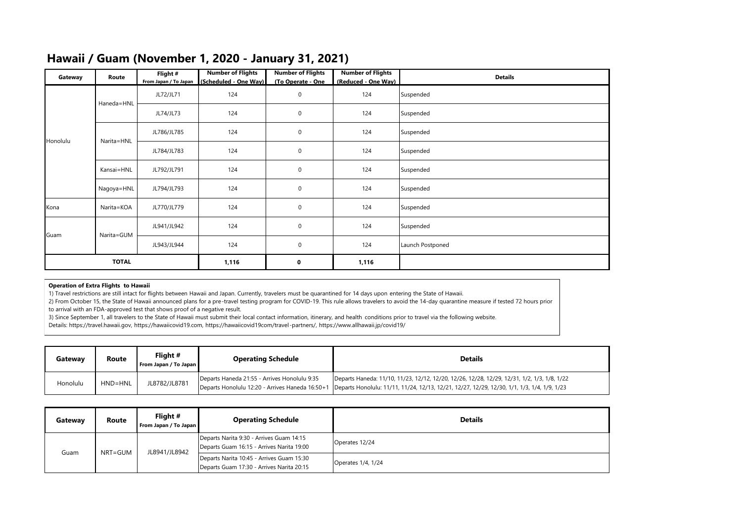## Hawaii / Guam (November 1, 2020 - January 31, 2021)

| Gateway | Route | Flight # From Japan / To Japan | Number of Flights (Scheduled - One Way) | Number of Flights (To Operate - One | Number of Flights (Reduced - One Way) | Details |
|---|---|---|---|---|---|---|
| Honolulu | Haneda=HNL | JL72/JL71 | 124 | 0 | 124 | Suspended |
| | | JL74/JL73 | 124 | 0 | 124 | Suspended |
| | Narita=HNL | JL786/JL785 | 124 | 0 | 124 | Suspended |
| | | JL784/JL783 | 124 | 0 | 124 | Suspended |
| | Kansai=HNL | JL792/JL791 | 124 | 0 | 124 | Suspended |
| | Nagoya=HNL | JL794/JL793 | 124 | 0 | 124 | Suspended |
| Kona | Narita=KOA | JL770/JL779 | 124 | 0 | 124 | Suspended |
| Guam | Narita=GUM | JL941/JL942 | 124 | 0 | 124 | Suspended |
| | | JL943/JL944 | 124 | 0 | 124 | Launch Postponed |
| **TOTAL** | | | **1,116** | **0** | **1,116** | |

**Operation of Extra Flights to Hawaii**

1) Travel restrictions are still intact for flights between Hawaii and Japan. Currently, travelers must be quarantined for 14 days upon entering the State of Hawaii.
2) From October 15, the State of Hawaii announced plans for a pre-travel testing program for COVID-19. This rule allows travelers to avoid the 14-day quarantine measure if tested 72 hours prior to arrival with an FDA-approved test that shows proof of a negative result.
3) Since September 1, all travelers to the State of Hawaii must submit their local contact information, itinerary, and health conditions prior to travel via the following website.
Details: https://travel.hawaii.gov, https://hawaiicovid19.com, https://hawaiicovid19com/travel-partners/, https://www.allhawaii.jp/covid19/

| Gateway | Route | Flight # From Japan / To Japan | Operating Schedule | Details |
|---|---|---|---|---|
| Honolulu | HND=HNL | JL8782/JL8781 | Departs Haneda 21:55 - Arrives Honolulu 9:35<br>Departs Honolulu 12:20 - Arrives Haneda 16:50+1 | Departs Haneda: 11/10, 11/23, 12/12, 12/20, 12/26, 12/28, 12/29, 12/31, 1/2, 1/3, 1/8, 1/22<br>Departs Honolulu: 11/11, 11/24, 12/13, 12/21, 12/27, 12/29, 12/30, 1/1, 1/3, 1/4, 1/9, 1/23 |

| Gateway | Route | Flight # From Japan / To Japan | Operating Schedule | Details |
|---|---|---|---|---|
| Guam | NRT=GUM | JL8941/JL8942 | Departs Narita 9:30 - Arrives Guam 14:15<br>Departs Guam 16:15 - Arrives Narita 19:00 | Operates 12/24 |
| | | | Departs Narita 10:45 - Arrives Guam 15:30<br>Departs Guam 17:30 - Arrives Narita 20:15 | Operates 1/4, 1/24 |